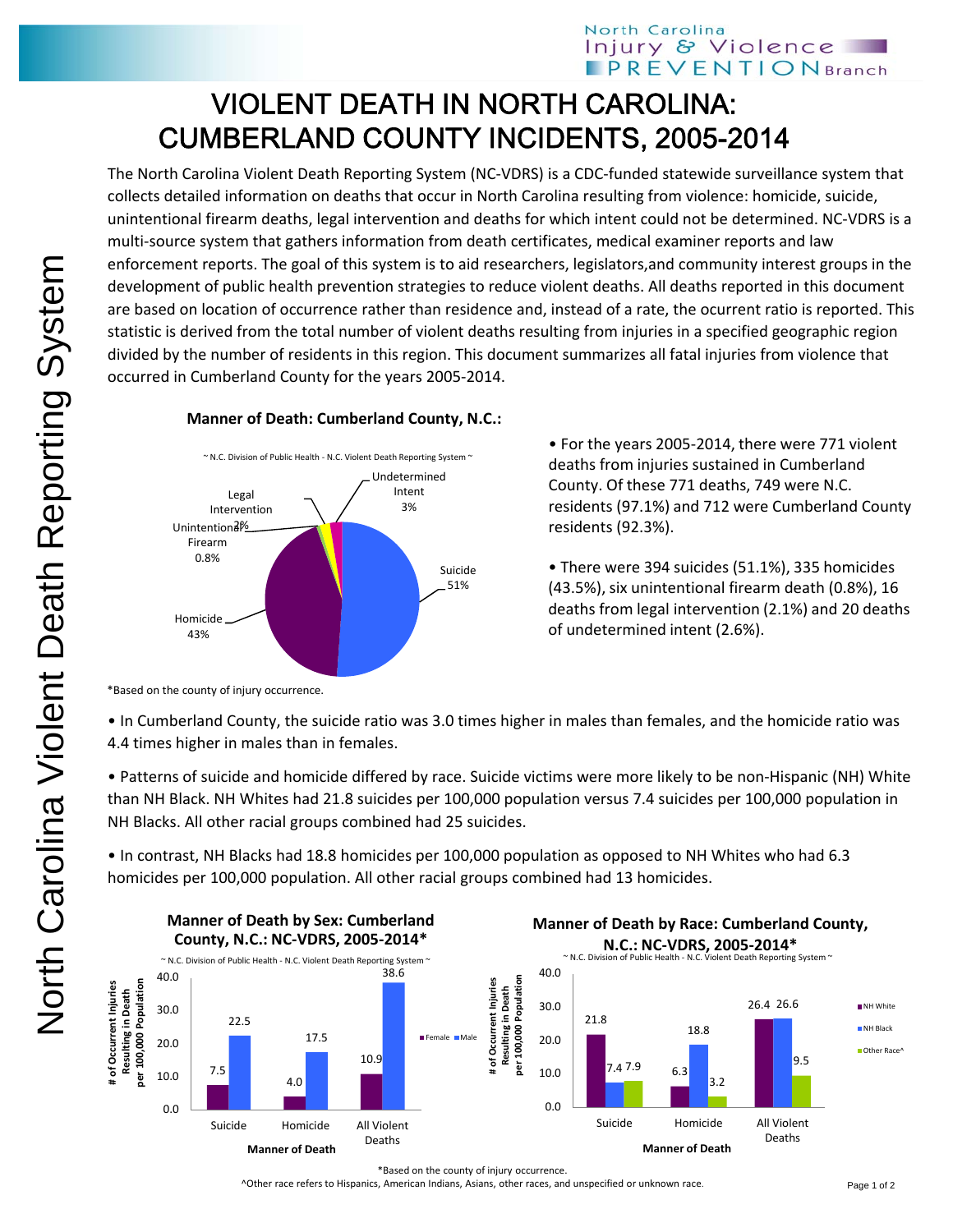# VIOLENT DEATH IN NORTH CAROLINA: CUMBERLAND COUNTY INCIDENTS, 2005-2014

The North Carolina Violent Death Reporting System (NC-VDRS) is a CDC-funded statewide surveillance system that collects detailed information on deaths that occur in North Carolina resulting from violence: homicide, suicide, unintentional firearm deaths, legal intervention and deaths for which intent could not be determined. NC-VDRS is a multi-source system that gathers information from death certificates, medical examiner reports and law enforcement reports. The goal of this system is to aid researchers, legislators,and community interest groups in the development of public health prevention strategies to reduce violent deaths. All deaths reported in this document are based on location of occurrence rather than residence and, instead of a rate, the ocurrent ratio is reported. This statistic is derived from the total number of violent deaths resulting from injuries in a specified geographic region divided by the number of residents in this region. This document summarizes all fatal injuries from violence that occurred in Cumberland County for the years 2005-2014.

**Manner of Death: Cumberland County, N.C.:**

~ N.C. Division of Public Health - N.C. Violent Death Reporting System ~

| Manner of Death | Percent |
|---|---|
| Suicide | 51% |
| Homicide | 43% |
| Unintentional Firearm | 0.8% |
| Legal Intervention | 2% |
| Undetermined Intent | 3% |

*Based on the county of injury occurrence.

- For the years 2005-2014, there were 771 violent deaths from injuries sustained in Cumberland County. Of these 771 deaths, 749 were N.C. residents (97.1%) and 712 were Cumberland County residents (92.3%).
- There were 394 suicides (51.1%), 335 homicides (43.5%), six unintentional firearm death (0.8%), 16 deaths from legal intervention (2.1%) and 20 deaths of undetermined intent (2.6%).
- In Cumberland County, the suicide ratio was 3.0 times higher in males than females, and the homicide ratio was 4.4 times higher in males than in females.
- Patterns of suicide and homicide differed by race. Suicide victims were more likely to be non-Hispanic (NH) White than NH Black. NH Whites had 21.8 suicides per 100,000 population versus 7.4 suicides per 100,000 population in NH Blacks. All other racial groups combined had 25 suicides.
- In contrast, NH Blacks had 18.8 homicides per 100,000 population as opposed to NH Whites who had 6.3 homicides per 100,000 population. All other racial groups combined had 13 homicides.

**Manner of Death by Sex: Cumberland County, N.C.: NC-VDRS, 2005-2014***

~ N.C. Division of Public Health - N.C. Violent Death Reporting System ~

# of Occurrent Injuries Resulting in Death per 100,000 Population

| Manner of Death | Female | Male |
|---|---|---|
| Suicide | 7.5 | 22.5 |
| Homicide | 4.0 | 17.5 |
| All Violent Deaths | 10.9 | 38.6 |

**Manner of Death by Race: Cumberland County, N.C.: NC-VDRS, 2005-2014***

~ N.C. Division of Public Health - N.C. Violent Death Reporting System ~

# of Occurrent Injuries Resulting in Death per 100,000 Population

| Manner of Death | NH White | NH Black | Other Race^ |
|---|---|---|---|
| Suicide | 21.8 | 7.4 | 7.9 |
| Homicide | 6.3 | 18.8 | 3.2 |
| All Violent Deaths | 26.4 | 26.6 | 9.5 |

*Based on the county of injury occurrence.

^Other race refers to Hispanics, American Indians, Asians, other races, and unspecified or unknown race.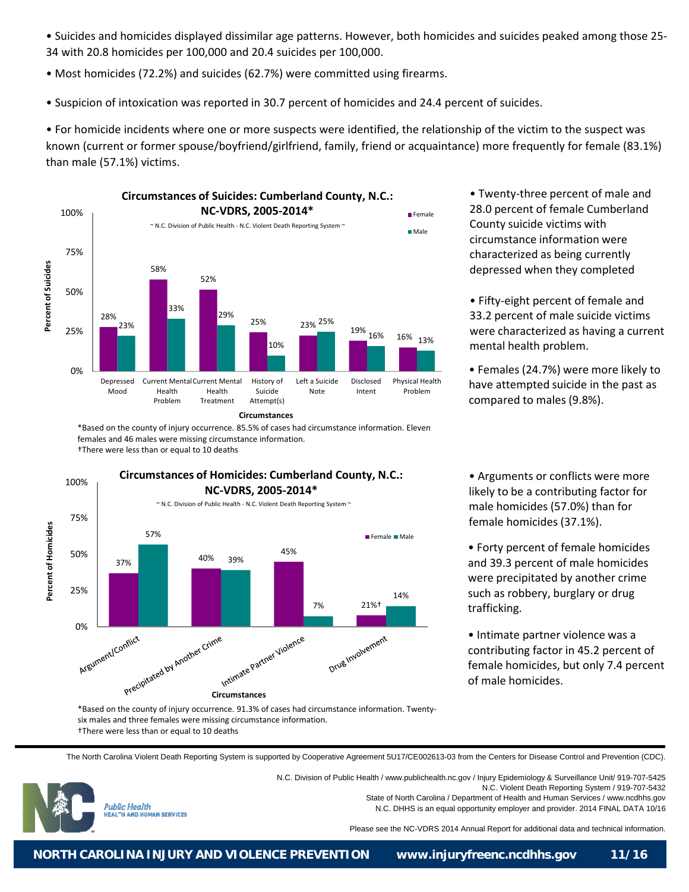- Suicides and homicides displayed dissimilar age patterns. However, both homicides and suicides peaked among those 25-34 with 20.8 homicides per 100,000 and 20.4 suicides per 100,000.
- Most homicides (72.2%) and suicides (62.7%) were committed using firearms.
- Suspicion of intoxication was reported in 30.7 percent of homicides and 24.4 percent of suicides.
- For homicide incidents where one or more suspects were identified, the relationship of the victim to the suspect was known (current or former spouse/boyfriend/girlfriend, family, friend or acquaintance) more frequently for female (83.1%) than male (57.1%) victims.

**Circumstances of Suicides: Cumberland County, N.C.: NC-VDRS, 2005-2014***

~ N.C. Division of Public Health - N.C. Violent Death Reporting System ~

Female
Male

Percent of Suicides
100%
75%
50%
25%
0%

Depressed Mood: 28% 23%
Current Mental Health Problem: 58% 33%
Current Mental Health Treatment: 52% 29%
History of Suicide Attempt(s): 25% 10%
Left a Suicide Note: 23% 25%
Disclosed Intent: 19% 16%
Physical Health Problem: 16% 13%

Circumstances

*Based on the county of injury occurrence. 85.5% of cases had circumstance information. Eleven females and 46 males were missing circumstance information.
†There were less than or equal to 10 deaths

- Twenty-three percent of male and 28.0 percent of female Cumberland County suicide victims with circumstance information were characterized as being currently depressed when they completed
- Fifty-eight percent of female and 33.2 percent of male suicide victims were characterized as having a current mental health problem.
- Females (24.7%) were more likely to have attempted suicide in the past as compared to males (9.8%).

**Circumstances of Homicides: Cumberland County, N.C.: NC-VDRS, 2005-2014***

~ N.C. Division of Public Health - N.C. Violent Death Reporting System ~

Female
Male

Percent of Homicides
100%
75%
50%
25%
0%

Argument/Conflict: 37% 57%
Precipitated by Another Crime: 40% 39%
Intimate Partner Violence: 45% 7%
Drug Involvement: 21%† 14%

Circumstances

*Based on the county of injury occurrence. 91.3% of cases had circumstance information. Twenty-six males and three females were missing circumstance information.
†There were less than or equal to 10 deaths

- Arguments or conflicts were more likely to be a contributing factor for male homicides (57.0%) than for female homicides (37.1%).
- Forty percent of female homicides and 39.3 percent of male homicides were precipitated by another crime such as robbery, burglary or drug trafficking.
- Intimate partner violence was a contributing factor in 45.2 percent of female homicides, but only 7.4 percent of male homicides.

The North Carolina Violent Death Reporting System is supported by Cooperative Agreement 5U17/CE002613-03 from the Centers for Disease Control and Prevention (CDC).

Public Health
HEALTH AND HUMAN SERVICES

N.C. Division of Public Health / www.publichealth.nc.gov / Injury Epidemiology & Surveillance Unit/ 919-707-5425
N.C. Violent Death Reporting System / 919-707-5432
State of North Carolina / Department of Health and Human Services / www.ncdhhs.gov
N.C. DHHS is an equal opportunity employer and provider. 2014 FINAL DATA 10/16

Please see the NC-VDRS 2014 Annual Report for additional data and technical information.

NORTH CAROLINA INJURY AND VIOLENCE PREVENTION www.injuryfreenc.ncdhhs.gov